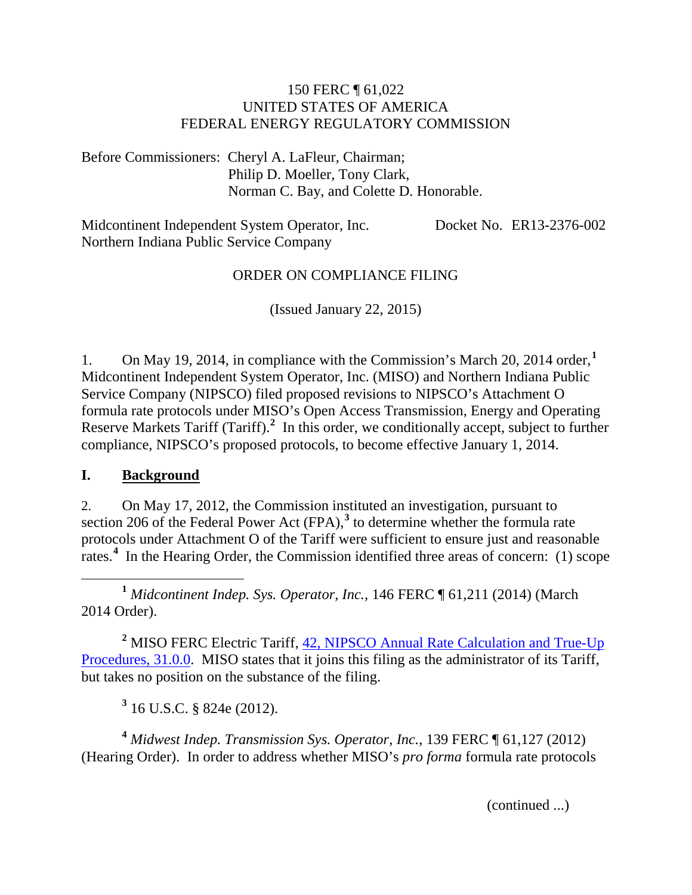150 FERC ¶ 61,022
UNITED STATES OF AMERICA
FEDERAL ENERGY REGULATORY COMMISSION

Before Commissioners: Cheryl A. LaFleur, Chairman;
Philip D. Moeller, Tony Clark,
Norman C. Bay, and Colette D. Honorable.

Midcontinent Independent System Operator, Inc. Docket No. ER13-2376-002
Northern Indiana Public Service Company

ORDER ON COMPLIANCE FILING

(Issued January 22, 2015)

1. On May 19, 2014, in compliance with the Commission's March 20, 2014 order,[1] Midcontinent Independent System Operator, Inc. (MISO) and Northern Indiana Public Service Company (NIPSCO) filed proposed revisions to NIPSCO's Attachment O formula rate protocols under MISO's Open Access Transmission, Energy and Operating Reserve Markets Tariff (Tariff).[2] In this order, we conditionally accept, subject to further compliance, NIPSCO's proposed protocols, to become effective January 1, 2014.

## I. Background

2. On May 17, 2012, the Commission instituted an investigation, pursuant to section 206 of the Federal Power Act (FPA),[3] to determine whether the formula rate protocols under Attachment O of the Tariff were sufficient to ensure just and reasonable rates.[4] In the Hearing Order, the Commission identified three areas of concern: (1) scope

---

[1] *Midcontinent Indep. Sys. Operator, Inc.*, 146 FERC ¶ 61,211 (2014) (March 2014 Order).

[2] MISO FERC Electric Tariff, 42, NIPSCO Annual Rate Calculation and True-Up Procedures, 31.0.0. MISO states that it joins this filing as the administrator of its Tariff, but takes no position on the substance of the filing.

[3] 16 U.S.C. § 824e (2012).

[4] *Midwest Indep. Transmission Sys. Operator, Inc.*, 139 FERC ¶ 61,127 (2012) (Hearing Order). In order to address whether MISO's *pro forma* formula rate protocols

(continued ...)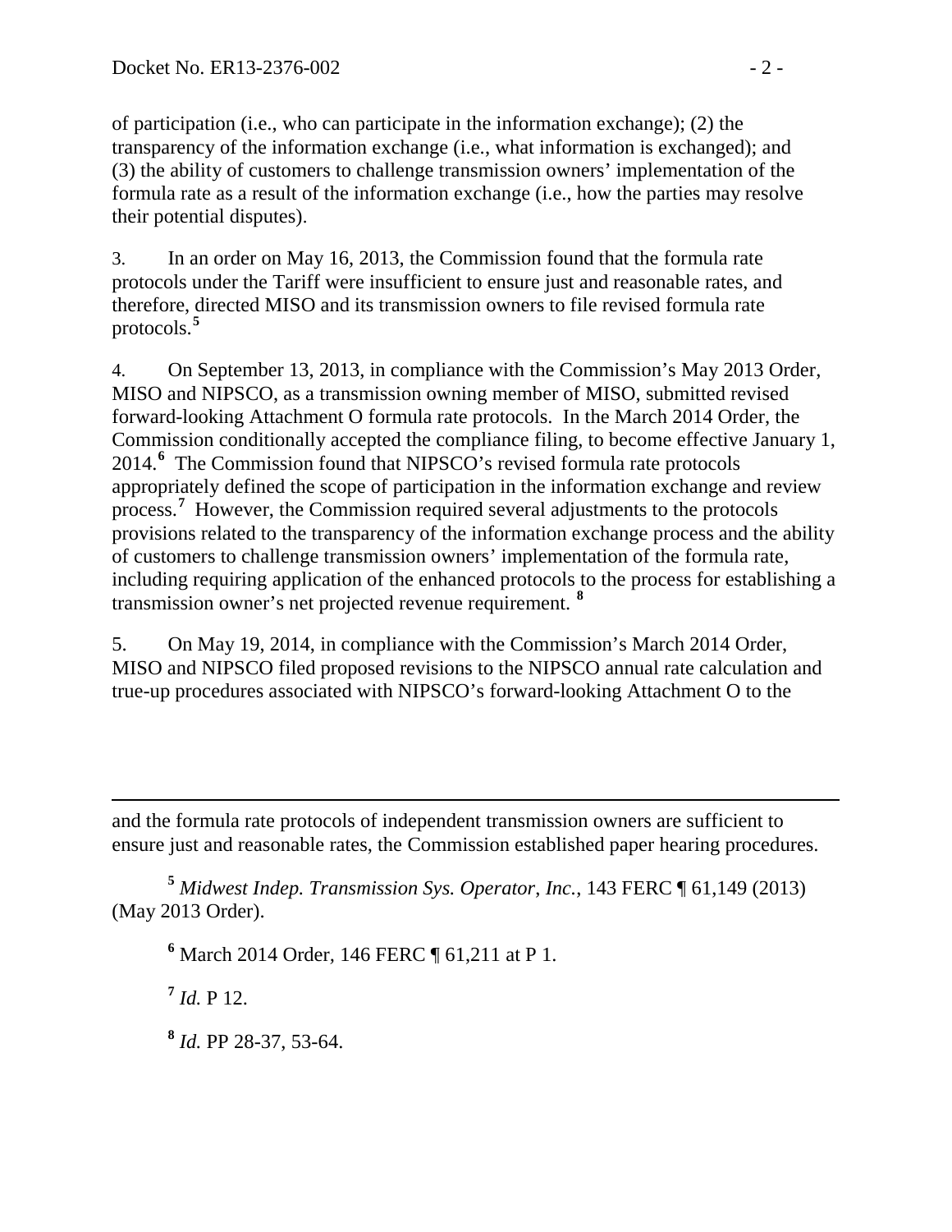of participation (i.e., who can participate in the information exchange); (2) the transparency of the information exchange (i.e., what information is exchanged); and (3) the ability of customers to challenge transmission owners' implementation of the formula rate as a result of the information exchange (i.e., how the parties may resolve their potential disputes).

3. In an order on May 16, 2013, the Commission found that the formula rate protocols under the Tariff were insufficient to ensure just and reasonable rates, and therefore, directed MISO and its transmission owners to file revised formula rate protocols.[5]

4. On September 13, 2013, in compliance with the Commission's May 2013 Order, MISO and NIPSCO, as a transmission owning member of MISO, submitted revised forward-looking Attachment O formula rate protocols. In the March 2014 Order, the Commission conditionally accepted the compliance filing, to become effective January 1, 2014.[6] The Commission found that NIPSCO's revised formula rate protocols appropriately defined the scope of participation in the information exchange and review process.[7] However, the Commission required several adjustments to the protocols provisions related to the transparency of the information exchange process and the ability of customers to challenge transmission owners' implementation of the formula rate, including requiring application of the enhanced protocols to the process for establishing a transmission owner's net projected revenue requirement.[8]

5. On May 19, 2014, in compliance with the Commission's March 2014 Order, MISO and NIPSCO filed proposed revisions to the NIPSCO annual rate calculation and true-up procedures associated with NIPSCO's forward-looking Attachment O to the

---

and the formula rate protocols of independent transmission owners are sufficient to ensure just and reasonable rates, the Commission established paper hearing procedures.

[5] *Midwest Indep. Transmission Sys. Operator, Inc.*, 143 FERC ¶ 61,149 (2013) (May 2013 Order).

[6] March 2014 Order, 146 FERC ¶ 61,211 at P 1.

[7] *Id.* P 12.

[8] *Id.* PP 28-37, 53-64.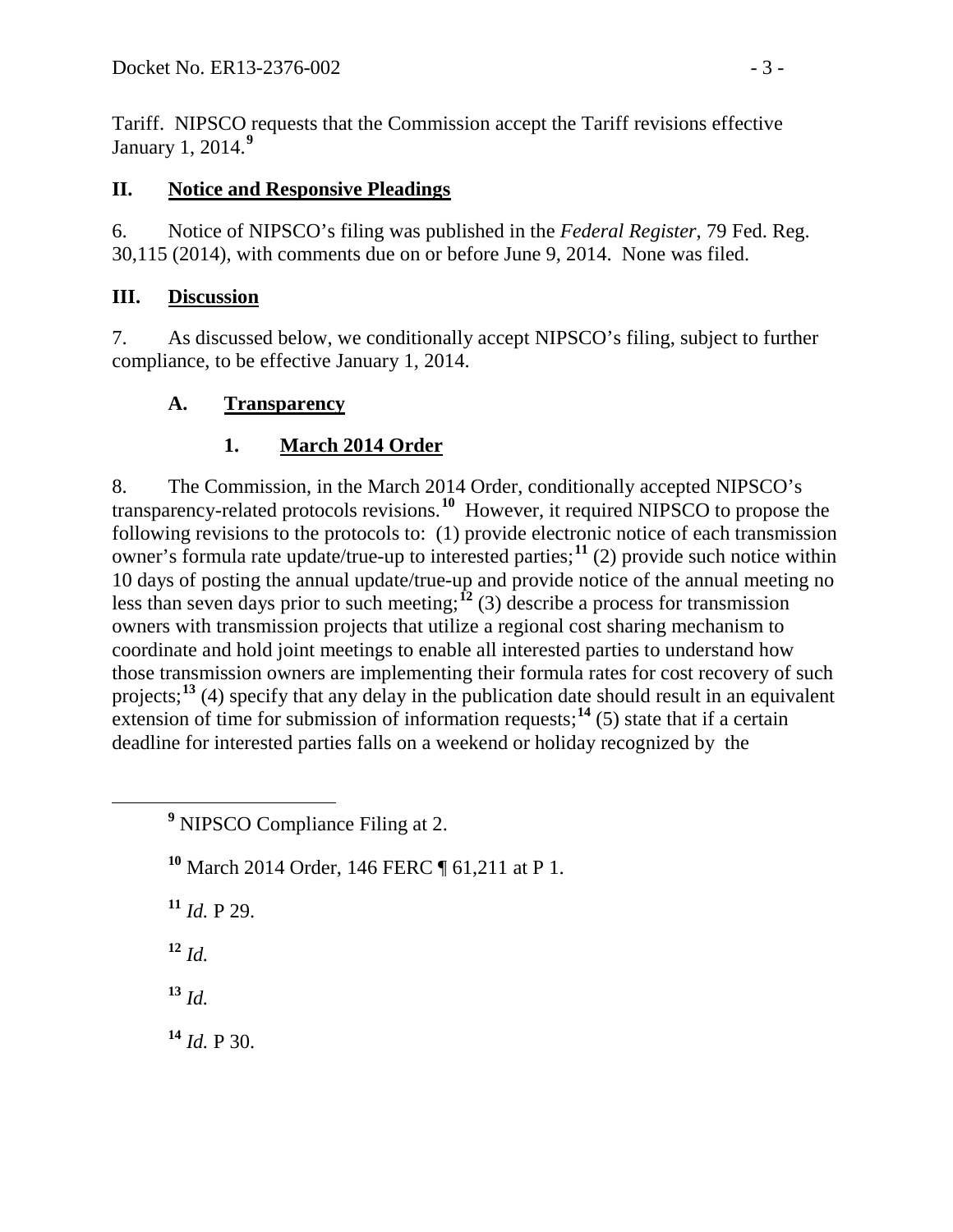Tariff. NIPSCO requests that the Commission accept the Tariff revisions effective January 1, 2014.[9]

## II. Notice and Responsive Pleadings

6. Notice of NIPSCO's filing was published in the *Federal Register*, 79 Fed. Reg. 30,115 (2014), with comments due on or before June 9, 2014. None was filed.

## III. Discussion

7. As discussed below, we conditionally accept NIPSCO's filing, subject to further compliance, to be effective January 1, 2014.

### A. Transparency

#### 1. March 2014 Order

8. The Commission, in the March 2014 Order, conditionally accepted NIPSCO's transparency-related protocols revisions.[10] However, it required NIPSCO to propose the following revisions to the protocols to: (1) provide electronic notice of each transmission owner's formula rate update/true-up to interested parties;[11] (2) provide such notice within 10 days of posting the annual update/true-up and provide notice of the annual meeting no less than seven days prior to such meeting;[12] (3) describe a process for transmission owners with transmission projects that utilize a regional cost sharing mechanism to coordinate and hold joint meetings to enable all interested parties to understand how those transmission owners are implementing their formula rates for cost recovery of such projects;[13] (4) specify that any delay in the publication date should result in an equivalent extension of time for submission of information requests;[14] (5) state that if a certain deadline for interested parties falls on a weekend or holiday recognized by the

---

[9] NIPSCO Compliance Filing at 2.

[10] March 2014 Order, 146 FERC ¶ 61,211 at P 1.

[11] *Id.* P 29.

[12] *Id.*

[13] *Id.*

[14] *Id.* P 30.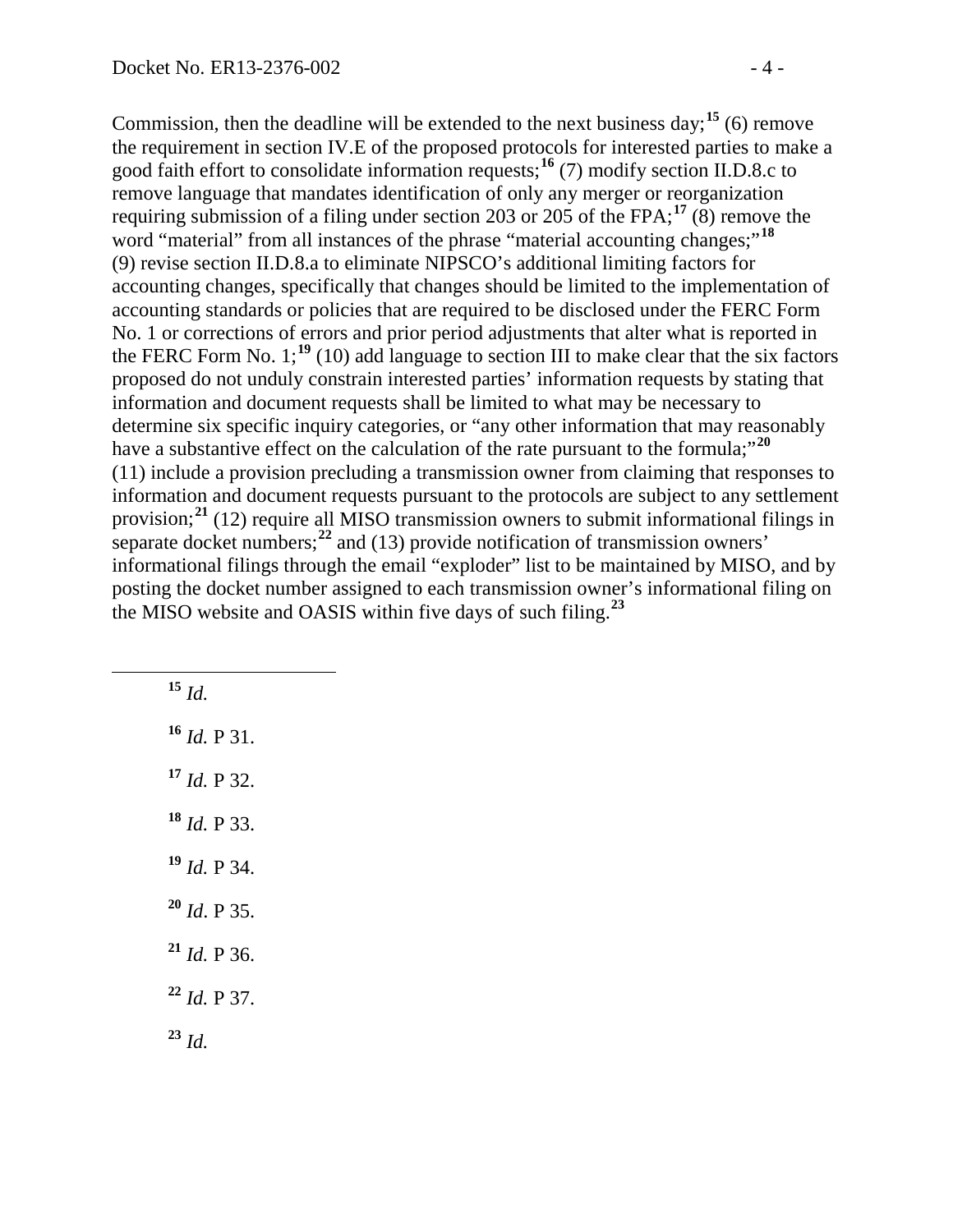Commission, then the deadline will be extended to the next business day;[15] (6) remove the requirement in section IV.E of the proposed protocols for interested parties to make a good faith effort to consolidate information requests;[16] (7) modify section II.D.8.c to remove language that mandates identification of only any merger or reorganization requiring submission of a filing under section 203 or 205 of the FPA;[17] (8) remove the word "material" from all instances of the phrase "material accounting changes;"[18] (9) revise section II.D.8.a to eliminate NIPSCO's additional limiting factors for accounting changes, specifically that changes should be limited to the implementation of accounting standards or policies that are required to be disclosed under the FERC Form No. 1 or corrections of errors and prior period adjustments that alter what is reported in the FERC Form No. 1;[19] (10) add language to section III to make clear that the six factors proposed do not unduly constrain interested parties' information requests by stating that information and document requests shall be limited to what may be necessary to determine six specific inquiry categories, or "any other information that may reasonably have a substantive effect on the calculation of the rate pursuant to the formula;"[20] (11) include a provision precluding a transmission owner from claiming that responses to information and document requests pursuant to the protocols are subject to any settlement provision;[21] (12) require all MISO transmission owners to submit informational filings in separate docket numbers;[22] and (13) provide notification of transmission owners' informational filings through the email "exploder" list to be maintained by MISO, and by posting the docket number assigned to each transmission owner's informational filing on the MISO website and OASIS within five days of such filing.[23]

---

[15] *Id.*

[16] *Id.* P 31.

[17] *Id.* P 32.

[18] *Id.* P 33.

[19] *Id.* P 34.

[20] *Id*. P 35.

[21] *Id.* P 36.

[22] *Id.* P 37.

[23] *Id.*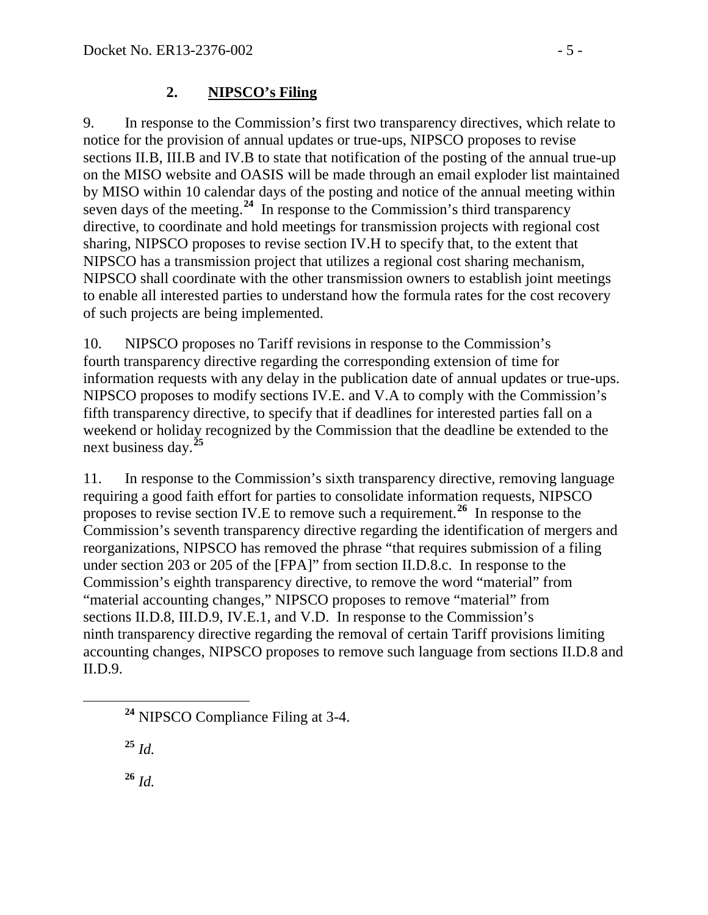## 2. **NIPSCO's Filing**

9. In response to the Commission's first two transparency directives, which relate to notice for the provision of annual updates or true-ups, NIPSCO proposes to revise sections II.B, III.B and IV.B to state that notification of the posting of the annual true-up on the MISO website and OASIS will be made through an email exploder list maintained by MISO within 10 calendar days of the posting and notice of the annual meeting within seven days of the meeting.[24] In response to the Commission's third transparency directive, to coordinate and hold meetings for transmission projects with regional cost sharing, NIPSCO proposes to revise section IV.H to specify that, to the extent that NIPSCO has a transmission project that utilizes a regional cost sharing mechanism, NIPSCO shall coordinate with the other transmission owners to establish joint meetings to enable all interested parties to understand how the formula rates for the cost recovery of such projects are being implemented.

10. NIPSCO proposes no Tariff revisions in response to the Commission's fourth transparency directive regarding the corresponding extension of time for information requests with any delay in the publication date of annual updates or true-ups. NIPSCO proposes to modify sections IV.E. and V.A to comply with the Commission's fifth transparency directive, to specify that if deadlines for interested parties fall on a weekend or holiday recognized by the Commission that the deadline be extended to the next business day.[25]

11. In response to the Commission's sixth transparency directive, removing language requiring a good faith effort for parties to consolidate information requests, NIPSCO proposes to revise section IV.E to remove such a requirement.[26] In response to the Commission's seventh transparency directive regarding the identification of mergers and reorganizations, NIPSCO has removed the phrase "that requires submission of a filing under section 203 or 205 of the [FPA]" from section II.D.8.c. In response to the Commission's eighth transparency directive, to remove the word "material" from "material accounting changes," NIPSCO proposes to remove "material" from sections II.D.8, III.D.9, IV.E.1, and V.D. In response to the Commission's ninth transparency directive regarding the removal of certain Tariff provisions limiting accounting changes, NIPSCO proposes to remove such language from sections II.D.8 and II.D.9.

[24] NIPSCO Compliance Filing at 3-4.

[25] *Id.*

[26] *Id.*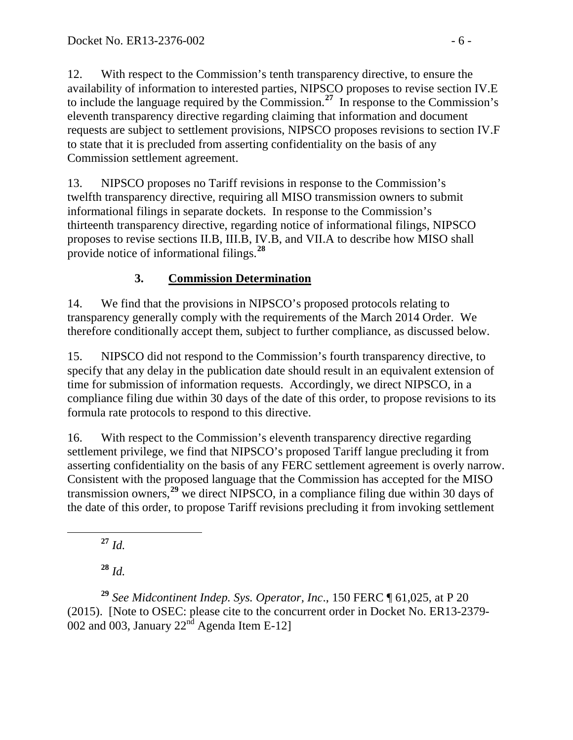12. With respect to the Commission's tenth transparency directive, to ensure the availability of information to interested parties, NIPSCO proposes to revise section IV.E to include the language required by the Commission.[27] In response to the Commission's eleventh transparency directive regarding claiming that information and document requests are subject to settlement provisions, NIPSCO proposes revisions to section IV.F to state that it is precluded from asserting confidentiality on the basis of any Commission settlement agreement.

13. NIPSCO proposes no Tariff revisions in response to the Commission's twelfth transparency directive, requiring all MISO transmission owners to submit informational filings in separate dockets. In response to the Commission's thirteenth transparency directive, regarding notice of informational filings, NIPSCO proposes to revise sections II.B, III.B, IV.B, and VII.A to describe how MISO shall provide notice of informational filings.[28]

### 3. Commission Determination

14. We find that the provisions in NIPSCO's proposed protocols relating to transparency generally comply with the requirements of the March 2014 Order. We therefore conditionally accept them, subject to further compliance, as discussed below.

15. NIPSCO did not respond to the Commission's fourth transparency directive, to specify that any delay in the publication date should result in an equivalent extension of time for submission of information requests. Accordingly, we direct NIPSCO, in a compliance filing due within 30 days of the date of this order, to propose revisions to its formula rate protocols to respond to this directive.

16. With respect to the Commission's eleventh transparency directive regarding settlement privilege, we find that NIPSCO's proposed Tariff langue precluding it from asserting confidentiality on the basis of any FERC settlement agreement is overly narrow. Consistent with the proposed language that the Commission has accepted for the MISO transmission owners,[29] we direct NIPSCO, in a compliance filing due within 30 days of the date of this order, to propose Tariff revisions precluding it from invoking settlement

---

[27] *Id.*

[28] *Id.*

[29] *See Midcontinent Indep. Sys. Operator, Inc*., 150 FERC ¶ 61,025, at P 20 (2015). [Note to OSEC: please cite to the concurrent order in Docket No. ER13-2379-002 and 003, January 22nd Agenda Item E-12]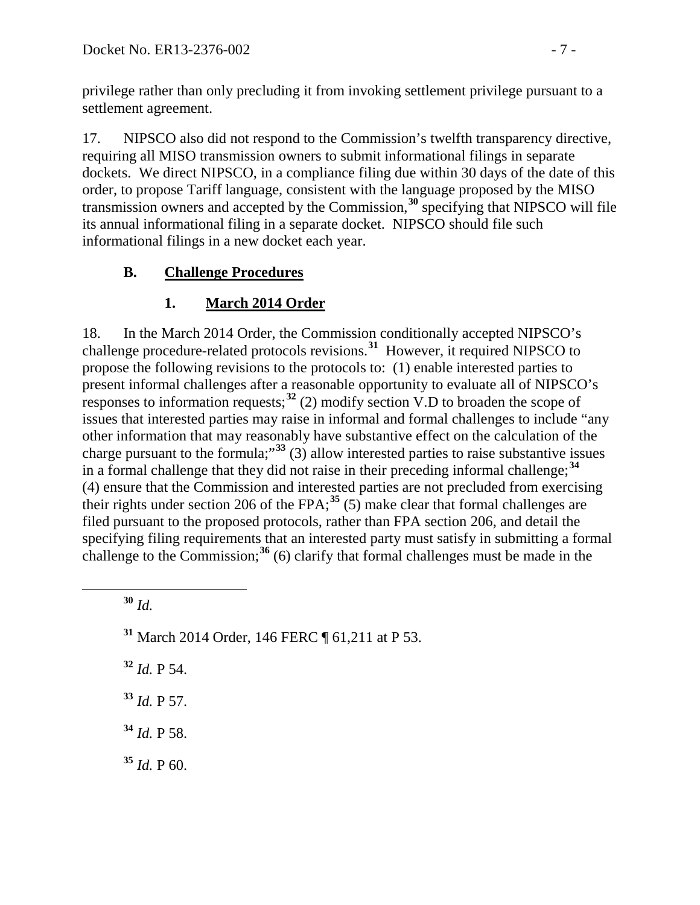privilege rather than only precluding it from invoking settlement privilege pursuant to a settlement agreement.

17. NIPSCO also did not respond to the Commission's twelfth transparency directive, requiring all MISO transmission owners to submit informational filings in separate dockets. We direct NIPSCO, in a compliance filing due within 30 days of the date of this order, to propose Tariff language, consistent with the language proposed by the MISO transmission owners and accepted by the Commission,[30] specifying that NIPSCO will file its annual informational filing in a separate docket. NIPSCO should file such informational filings in a new docket each year.

## B. Challenge Procedures

### 1. March 2014 Order

18. In the March 2014 Order, the Commission conditionally accepted NIPSCO's challenge procedure-related protocols revisions.[31] However, it required NIPSCO to propose the following revisions to the protocols to: (1) enable interested parties to present informal challenges after a reasonable opportunity to evaluate all of NIPSCO's responses to information requests;[32] (2) modify section V.D to broaden the scope of issues that interested parties may raise in informal and formal challenges to include "any other information that may reasonably have substantive effect on the calculation of the charge pursuant to the formula;"[33] (3) allow interested parties to raise substantive issues in a formal challenge that they did not raise in their preceding informal challenge;[34] (4) ensure that the Commission and interested parties are not precluded from exercising their rights under section 206 of the FPA;[35] (5) make clear that formal challenges are filed pursuant to the proposed protocols, rather than FPA section 206, and detail the specifying filing requirements that an interested party must satisfy in submitting a formal challenge to the Commission;[36] (6) clarify that formal challenges must be made in the

---

[30] *Id.*

[31] March 2014 Order, 146 FERC ¶ 61,211 at P 53.

[32] *Id.* P 54.

[33] *Id.* P 57.

[34] *Id.* P 58.

[35] *Id.* P 60.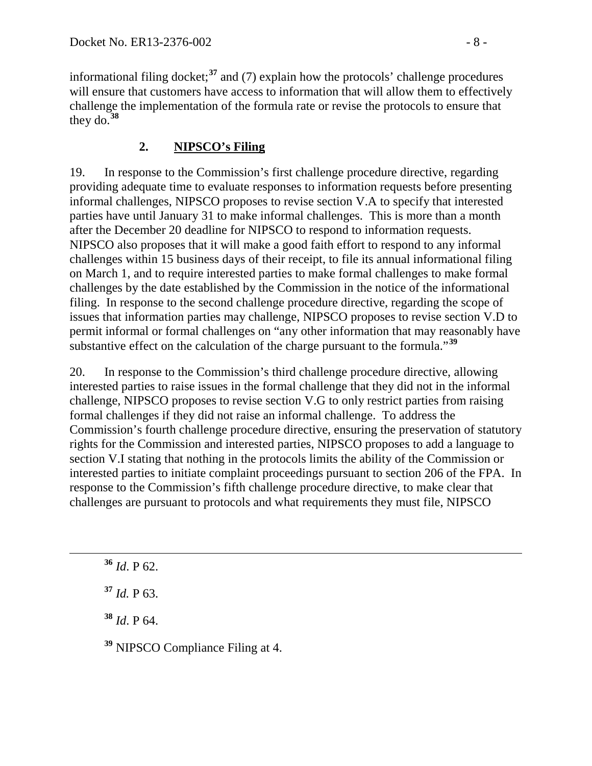informational filing docket;[37] and (7) explain how the protocols' challenge procedures will ensure that customers have access to information that will allow them to effectively challenge the implementation of the formula rate or revise the protocols to ensure that they do.[38]

### 2. **NIPSCO's Filing**

19. In response to the Commission's first challenge procedure directive, regarding providing adequate time to evaluate responses to information requests before presenting informal challenges, NIPSCO proposes to revise section V.A to specify that interested parties have until January 31 to make informal challenges. This is more than a month after the December 20 deadline for NIPSCO to respond to information requests. NIPSCO also proposes that it will make a good faith effort to respond to any informal challenges within 15 business days of their receipt, to file its annual informational filing on March 1, and to require interested parties to make formal challenges to make formal challenges by the date established by the Commission in the notice of the informational filing. In response to the second challenge procedure directive, regarding the scope of issues that information parties may challenge, NIPSCO proposes to revise section V.D to permit informal or formal challenges on "any other information that may reasonably have substantive effect on the calculation of the charge pursuant to the formula."[39]

20. In response to the Commission's third challenge procedure directive, allowing interested parties to raise issues in the formal challenge that they did not in the informal challenge, NIPSCO proposes to revise section V.G to only restrict parties from raising formal challenges if they did not raise an informal challenge. To address the Commission's fourth challenge procedure directive, ensuring the preservation of statutory rights for the Commission and interested parties, NIPSCO proposes to add a language to section V.I stating that nothing in the protocols limits the ability of the Commission or interested parties to initiate complaint proceedings pursuant to section 206 of the FPA. In response to the Commission's fifth challenge procedure directive, to make clear that challenges are pursuant to protocols and what requirements they must file, NIPSCO

---

[36] *Id*. P 62.

[37] *Id.* P 63.

[38] *Id*. P 64.

[39] NIPSCO Compliance Filing at 4.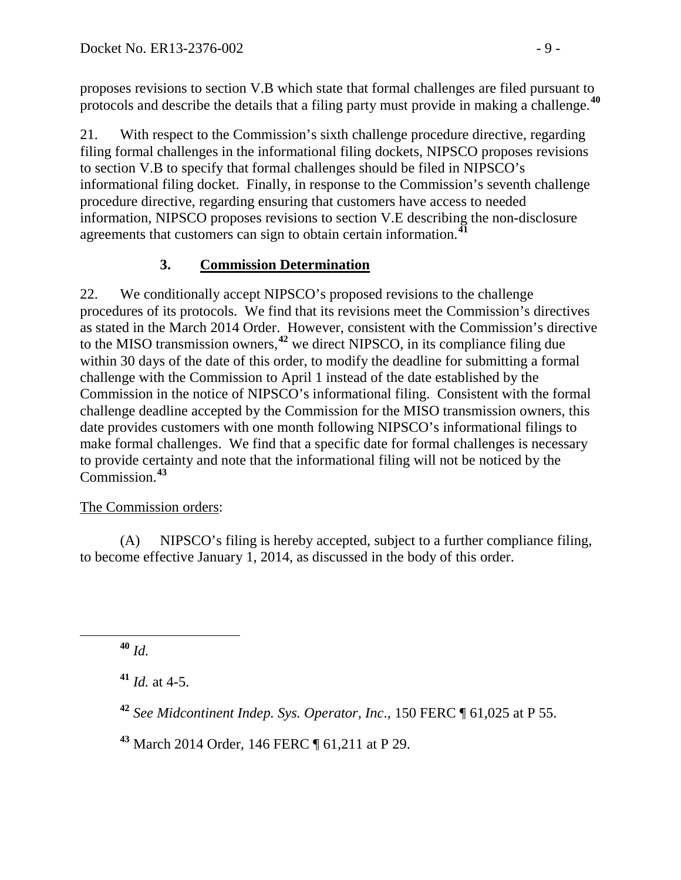proposes revisions to section V.B which state that formal challenges are filed pursuant to protocols and describe the details that a filing party must provide in making a challenge.[40]

21. With respect to the Commission's sixth challenge procedure directive, regarding filing formal challenges in the informational filing dockets, NIPSCO proposes revisions to section V.B to specify that formal challenges should be filed in NIPSCO's informational filing docket. Finally, in response to the Commission's seventh challenge procedure directive, regarding ensuring that customers have access to needed information, NIPSCO proposes revisions to section V.E describing the non-disclosure agreements that customers can sign to obtain certain information.[41]

### 3. Commission Determination

22. We conditionally accept NIPSCO's proposed revisions to the challenge procedures of its protocols. We find that its revisions meet the Commission's directives as stated in the March 2014 Order. However, consistent with the Commission's directive to the MISO transmission owners,[42] we direct NIPSCO, in its compliance filing due within 30 days of the date of this order, to modify the deadline for submitting a formal challenge with the Commission to April 1 instead of the date established by the Commission in the notice of NIPSCO's informational filing. Consistent with the formal challenge deadline accepted by the Commission for the MISO transmission owners, this date provides customers with one month following NIPSCO's informational filings to make formal challenges. We find that a specific date for formal challenges is necessary to provide certainty and note that the informational filing will not be noticed by the Commission.[43]

The Commission orders:

(A) NIPSCO's filing is hereby accepted, subject to a further compliance filing, to become effective January 1, 2014, as discussed in the body of this order.

---

[40] *Id.*

[41] *Id.* at 4-5.

[42] *See Midcontinent Indep. Sys. Operator, Inc*., 150 FERC ¶ 61,025 at P 55.

[43] March 2014 Order, 146 FERC ¶ 61,211 at P 29.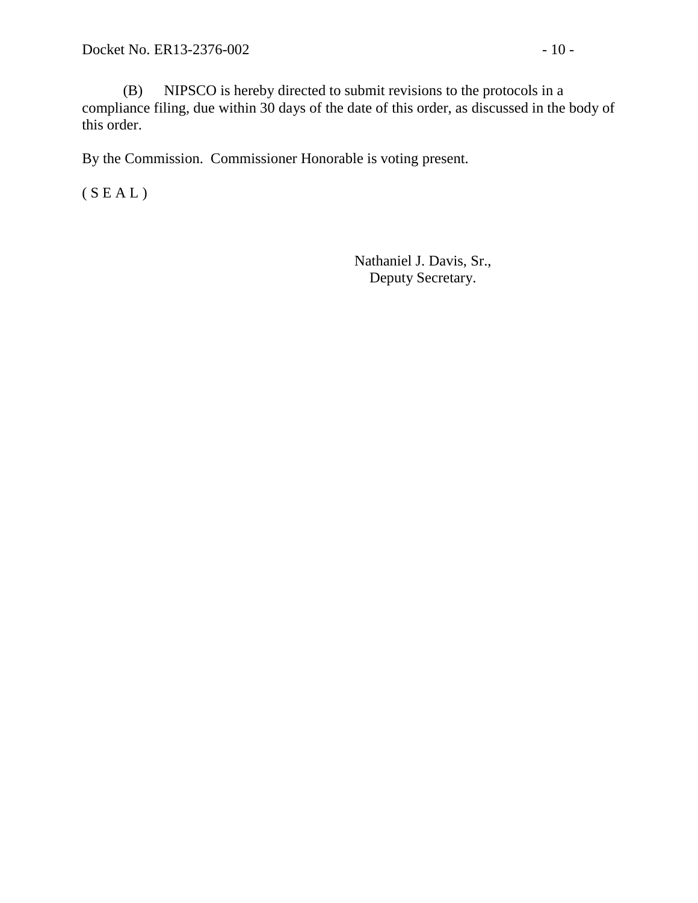(B) NIPSCO is hereby directed to submit revisions to the protocols in a compliance filing, due within 30 days of the date of this order, as discussed in the body of this order.

By the Commission. Commissioner Honorable is voting present.

( S E A L )

Nathaniel J. Davis, Sr.,
Deputy Secretary.